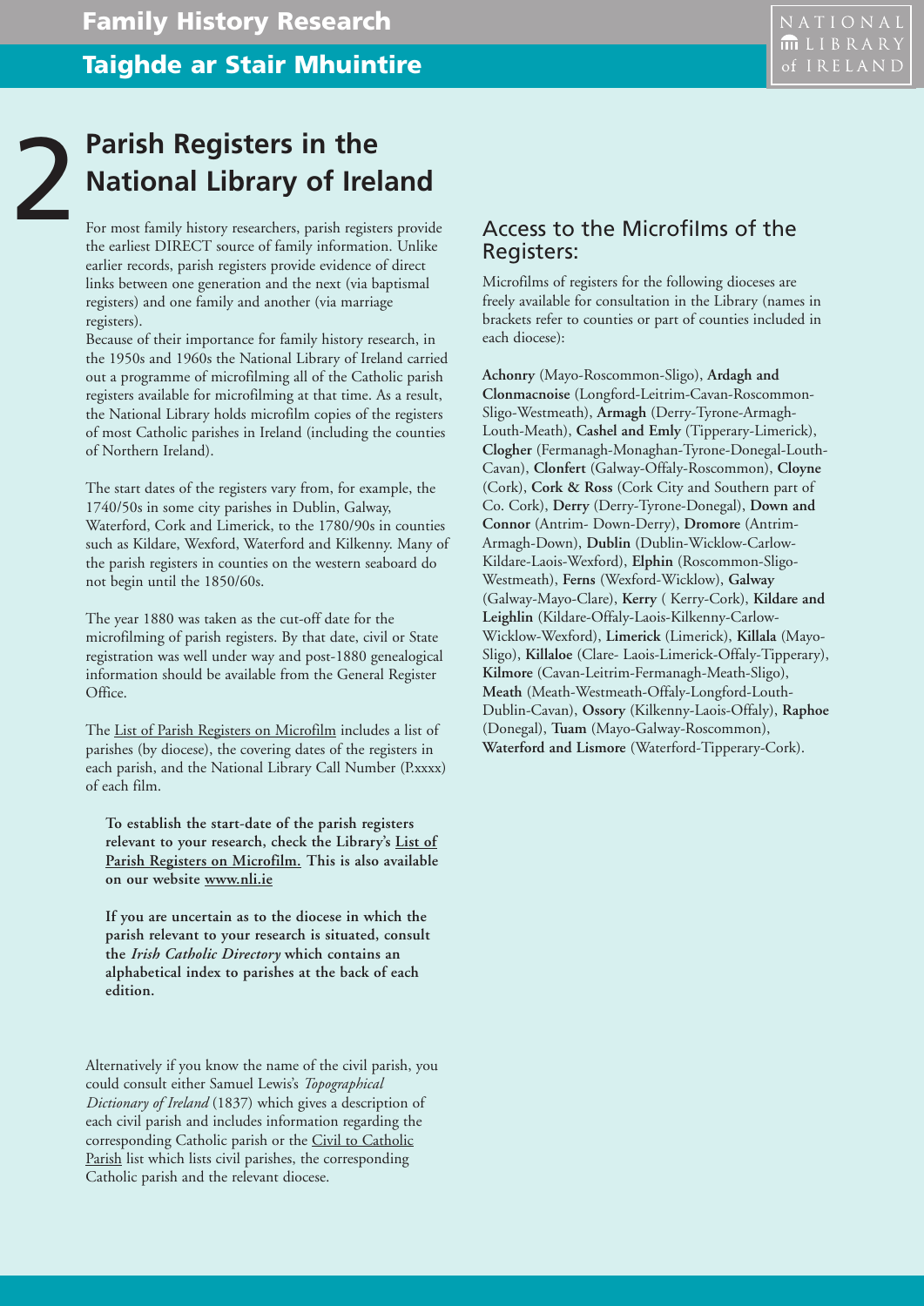# 2 Parish Registers in the National Library of Ireland

For most family history researchers, parish registers provide the earliest DIRECT source of family information. Unlike earlier records, parish registers provide evidence of direct links between one generation and the next (via baptismal registers) and one family and another (via marriage registers).
Because of their importance for family history research, in the 1950s and 1960s the National Library of Ireland carried out a programme of microfilming all of the Catholic parish registers available for microfilming at that time. As a result, the National Library holds microfilm copies of the registers of most Catholic parishes in Ireland (including the counties of Northern Ireland).

The start dates of the registers vary from, for example, the 1740/50s in some city parishes in Dublin, Galway, Waterford, Cork and Limerick, to the 1780/90s in counties such as Kildare, Wexford, Waterford and Kilkenny. Many of the parish registers in counties on the western seaboard do not begin until the 1850/60s.

The year 1880 was taken as the cut-off date for the microfilming of parish registers. By that date, civil or State registration was well under way and post-1880 genealogical information should be available from the General Register Office.

The List of Parish Registers on Microfilm includes a list of parishes (by diocese), the covering dates of the registers in each parish, and the National Library Call Number (P.xxxx) of each film.

**To establish the start-date of the parish registers relevant to your research, check the Library's List of Parish Registers on Microfilm. This is also available on our website www.nli.ie**

**If you are uncertain as to the diocese in which the parish relevant to your research is situated, consult the *Irish Catholic Directory* which contains an alphabetical index to parishes at the back of each edition.**

Alternatively if you know the name of the civil parish, you could consult either Samuel Lewis's *Topographical Dictionary of Ireland* (1837) which gives a description of each civil parish and includes information regarding the corresponding Catholic parish or the Civil to Catholic Parish list which lists civil parishes, the corresponding Catholic parish and the relevant diocese.

## Access to the Microfilms of the Registers:

Microfilms of registers for the following dioceses are freely available for consultation in the Library (names in brackets refer to counties or part of counties included in each diocese):

**Achonry** (Mayo-Roscommon-Sligo), **Ardagh and Clonmacnoise** (Longford-Leitrim-Cavan-Roscommon-Sligo-Westmeath), **Armagh** (Derry-Tyrone-Armagh-Louth-Meath), **Cashel and Emly** (Tipperary-Limerick), **Clogher** (Fermanagh-Monaghan-Tyrone-Donegal-Louth-Cavan), **Clonfert** (Galway-Offaly-Roscommon), **Cloyne** (Cork), **Cork & Ross** (Cork City and Southern part of Co. Cork), **Derry** (Derry-Tyrone-Donegal), **Down and Connor** (Antrim- Down-Derry), **Dromore** (Antrim-Armagh-Down), **Dublin** (Dublin-Wicklow-Carlow-Kildare-Laois-Wexford), **Elphin** (Roscommon-Sligo-Westmeath), **Ferns** (Wexford-Wicklow), **Galway** (Galway-Mayo-Clare), **Kerry** ( Kerry-Cork), **Kildare and Leighlin** (Kildare-Offaly-Laois-Kilkenny-Carlow-Wicklow-Wexford), **Limerick** (Limerick), **Killala** (Mayo-Sligo), **Killaloe** (Clare- Laois-Limerick-Offaly-Tipperary), **Kilmore** (Cavan-Leitrim-Fermanagh-Meath-Sligo), **Meath** (Meath-Westmeath-Offaly-Longford-Louth-Dublin-Cavan), **Ossory** (Kilkenny-Laois-Offaly), **Raphoe** (Donegal), **Tuam** (Mayo-Galway-Roscommon), **Waterford and Lismore** (Waterford-Tipperary-Cork).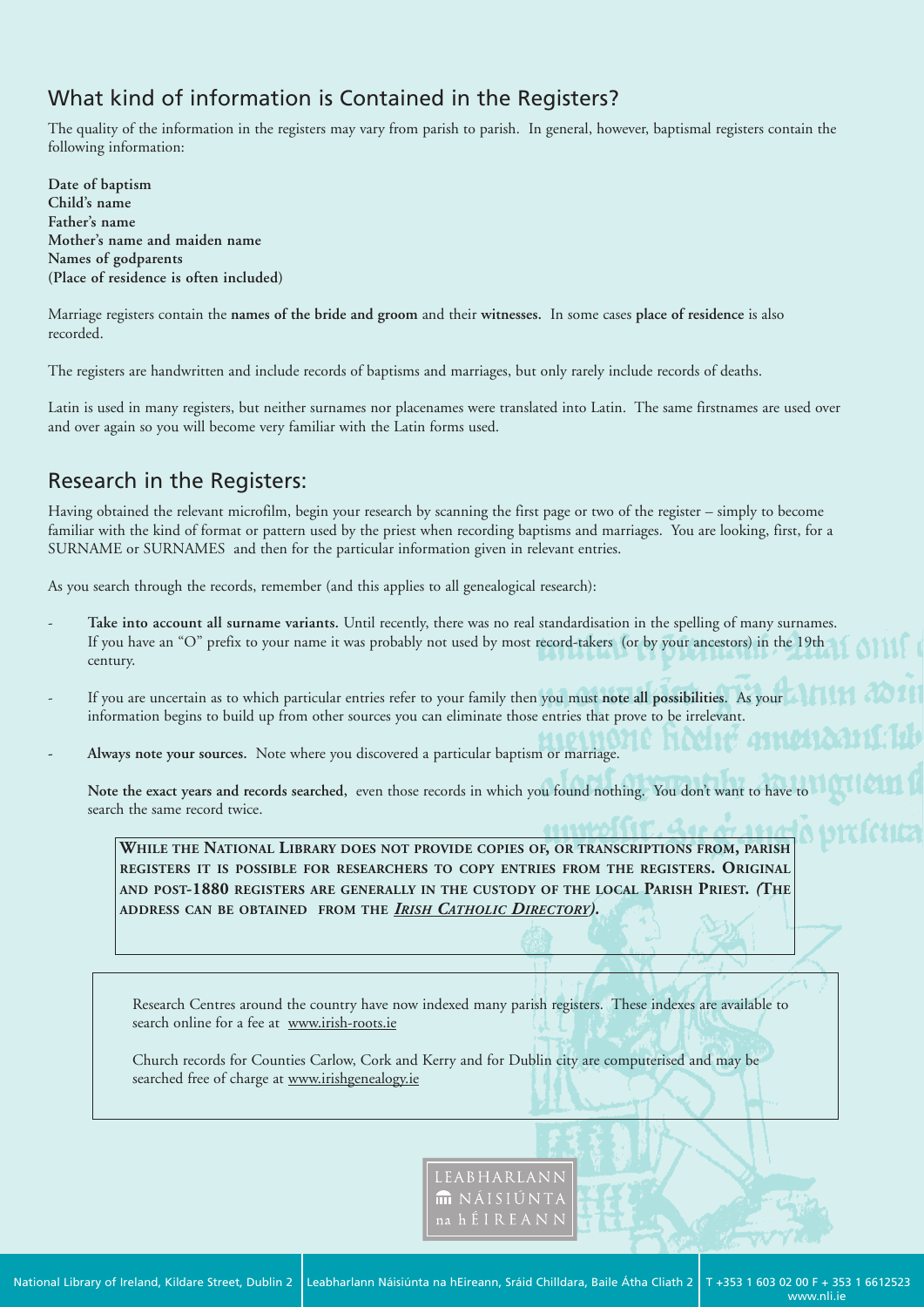## What kind of information is Contained in the Registers?

The quality of the information in the registers may vary from parish to parish. In general, however, baptismal registers contain the following information:

**Date of baptism**
**Child's name**
**Father's name**
**Mother's name and maiden name**
**Names of godparents**
**(Place of residence is often included)**

Marriage registers contain the **names of the bride and groom** and their **witnesses.** In some cases **place of residence** is also recorded.

The registers are handwritten and include records of baptisms and marriages, but only rarely include records of deaths.

Latin is used in many registers, but neither surnames nor placenames were translated into Latin. The same firstnames are used over and over again so you will become very familiar with the Latin forms used.

## Research in the Registers:

Having obtained the relevant microfilm, begin your research by scanning the first page or two of the register – simply to become familiar with the kind of format or pattern used by the priest when recording baptisms and marriages. You are looking, first, for a SURNAME or SURNAMES and then for the particular information given in relevant entries.

As you search through the records, remember (and this applies to all genealogical research):

- **Take into account all surname variants.** Until recently, there was no real standardisation in the spelling of many surnames. If you have an "O" prefix to your name it was probably not used by most record-takers (or by your ancestors) in the 19th century.
- If you are uncertain as to which particular entries refer to your family then you must **note all possibilities**. As your information begins to build up from other sources you can eliminate those entries that prove to be irrelevant.
- **Always note your sources.** Note where you discovered a particular baptism or marriage.

  **Note the exact years and records searched**, even those records in which you found nothing. You don't want to have to search the same record twice.

**WHILE THE NATIONAL LIBRARY DOES NOT PROVIDE COPIES OF, OR TRANSCRIPTIONS FROM, PARISH REGISTERS IT IS POSSIBLE FOR RESEARCHERS TO COPY ENTRIES FROM THE REGISTERS. ORIGINAL AND POST-1880 REGISTERS ARE GENERALLY IN THE CUSTODY OF THE LOCAL PARISH PRIEST. *(*THE ADDRESS CAN BE OBTAINED FROM THE *IRISH CATHOLIC DIRECTORY).***

Research Centres around the country have now indexed many parish registers. These indexes are available to search online for a fee at www.irish-roots.ie

Church records for Counties Carlow, Cork and Kerry and for Dublin city are computerised and may be searched free of charge at www.irishgenealogy.ie

LEABHARLANN NÁISIÚNTA na hÉIREANN

National Library of Ireland, Kildare Street, Dublin 2 | Leabharlann Náisiúnta na hEireann, Sráid Chilldara, Baile Átha Cliath 2 | T +353 1 603 02 00 F + 353 1 6612523 www.nli.ie